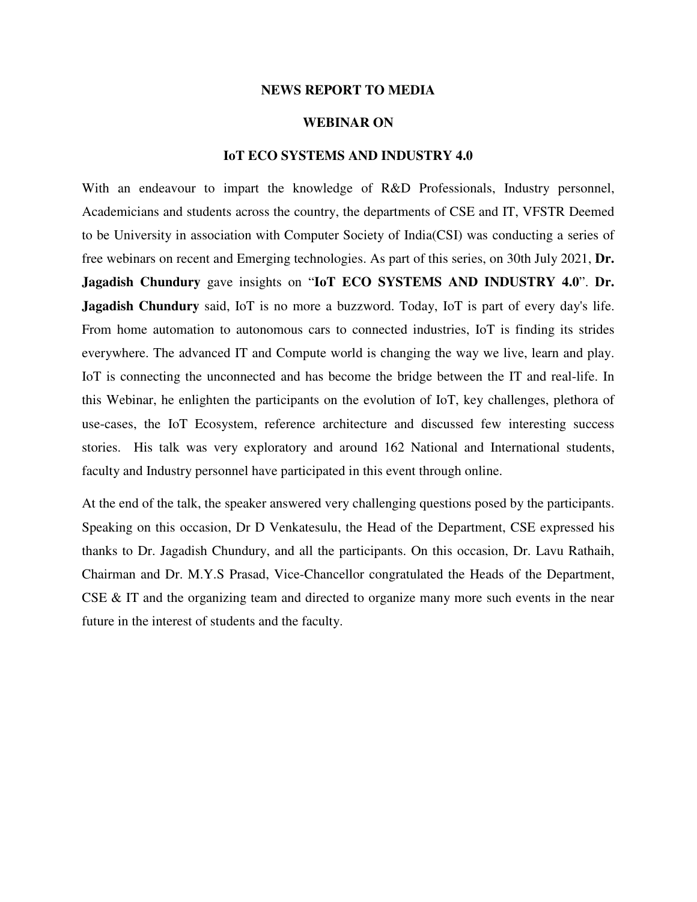# NEWS REPORT TO MEDIA

## WEBINAR ON

## IoT ECO SYSTEMS AND INDUSTRY 4.0

With an endeavour to impart the knowledge of R&D Professionals, Industry personnel, Academicians and students across the country, the departments of CSE and IT, VFSTR Deemed to be University in association with Computer Society of India(CSI) was conducting a series of free webinars on recent and Emerging technologies. As part of this series, on 30th July 2021, **Dr. Jagadish Chundury** gave insights on "**IoT ECO SYSTEMS AND INDUSTRY 4.0**". **Dr. Jagadish Chundury** said, IoT is no more a buzzword. Today, IoT is part of every day's life. From home automation to autonomous cars to connected industries, IoT is finding its strides everywhere. The advanced IT and Compute world is changing the way we live, learn and play. IoT is connecting the unconnected and has become the bridge between the IT and real-life. In this Webinar, he enlighten the participants on the evolution of IoT, key challenges, plethora of use-cases, the IoT Ecosystem, reference architecture and discussed few interesting success stories. His talk was very exploratory and around 162 National and International students, faculty and Industry personnel have participated in this event through online.

At the end of the talk, the speaker answered very challenging questions posed by the participants. Speaking on this occasion, Dr D Venkatesulu, the Head of the Department, CSE expressed his thanks to Dr. Jagadish Chundury, and all the participants. On this occasion, Dr. Lavu Rathaih, Chairman and Dr. M.Y.S Prasad, Vice-Chancellor congratulated the Heads of the Department, CSE & IT and the organizing team and directed to organize many more such events in the near future in the interest of students and the faculty.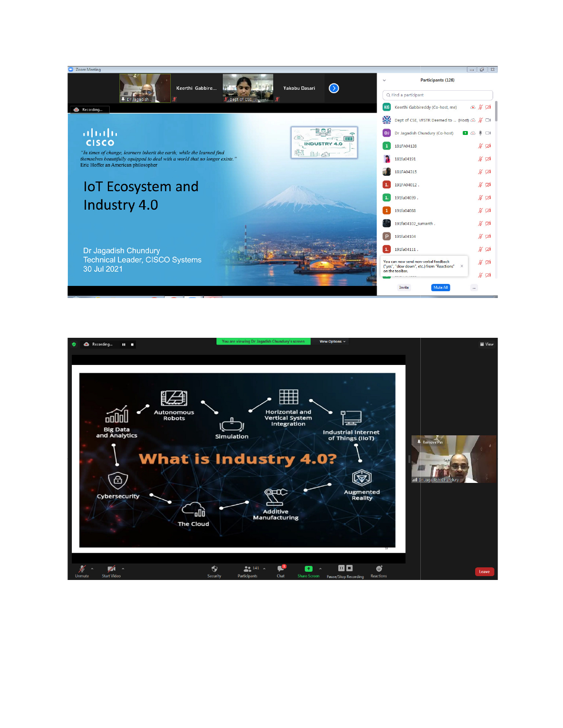Zoom Meeting

Dr Jagadish... | Keerthi Gabbire... | Dept of CSE... | Yakobu Dasari

Recording...

CISCO

*"In times of change, learners inherit the earth; while the learned find themselves beautifully equipped to deal with a world that no longer exists."*
Eric Hoffer an American philosopher

INDUSTRY 4.0

# IoT Ecosystem and Industry 4.0

Dr Jagadish Chundury
Technical Leader, CISCO Systems
30 Jul 2021

**Participants (126)**

Find a participant

- Keerthi Gabbireddy (Co-host, me)
- Dept of CSE, VFSTR Deemed to ... (Host)
- Dr Jagadish Chundury (Co-host)
- 181FA04128
- 181fa04191
- 181FA04315
- 191FA04012 .
- 191fa04039 .
- 191fa04088
- 191fa04102_sumanth .
- 191fa04104
- 191fa04111 .

You can now send non-verbal feedback ("yes", "slow down", etc.) from "Reactions" on the toolbar.

Invite | Mute All | ...

---

Recording...

You are viewing Dr Jagadish Chundury's screen | View Options | View

# What is Industry 4.0?

- Big Data and Analytics
- Autonomous Robots
- Simulation
- Horizontal and Vertical System Integration
- Industrial Internet of Things (IIoT)
- Augmented Reality
- Additive Manufacturing
- The Cloud
- Cybersecurity

Remove Pin

Dr Jagadish Chundury

Unmute | Start Video | Security | 141 Participants | Chat | Share Screen | Pause/Stop Recording | Reactions | Leave